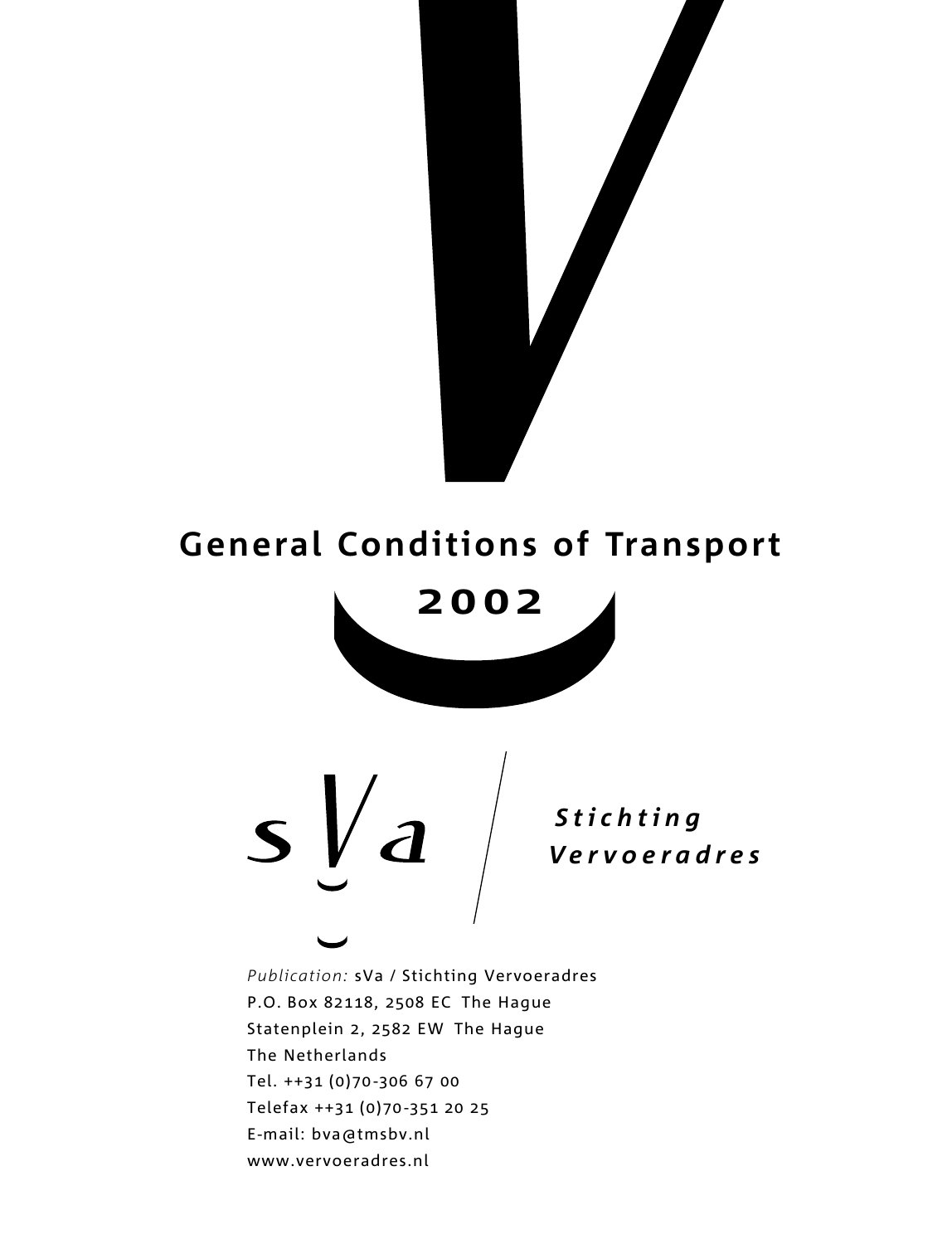# General Conditions of Transport

## 2002

sVa

**Stichting Vervoeradres**

*Publication:* sVa / Stichting Vervoeradres
P.O. Box 82118, 2508 EC The Hague
Statenplein 2, 2582 EW The Hague
The Netherlands
Tel. ++31 (0)70-306 67 00
Telefax ++31 (0)70-351 20 25
E-mail: bva@tmsbv.nl
www.vervoeradres.nl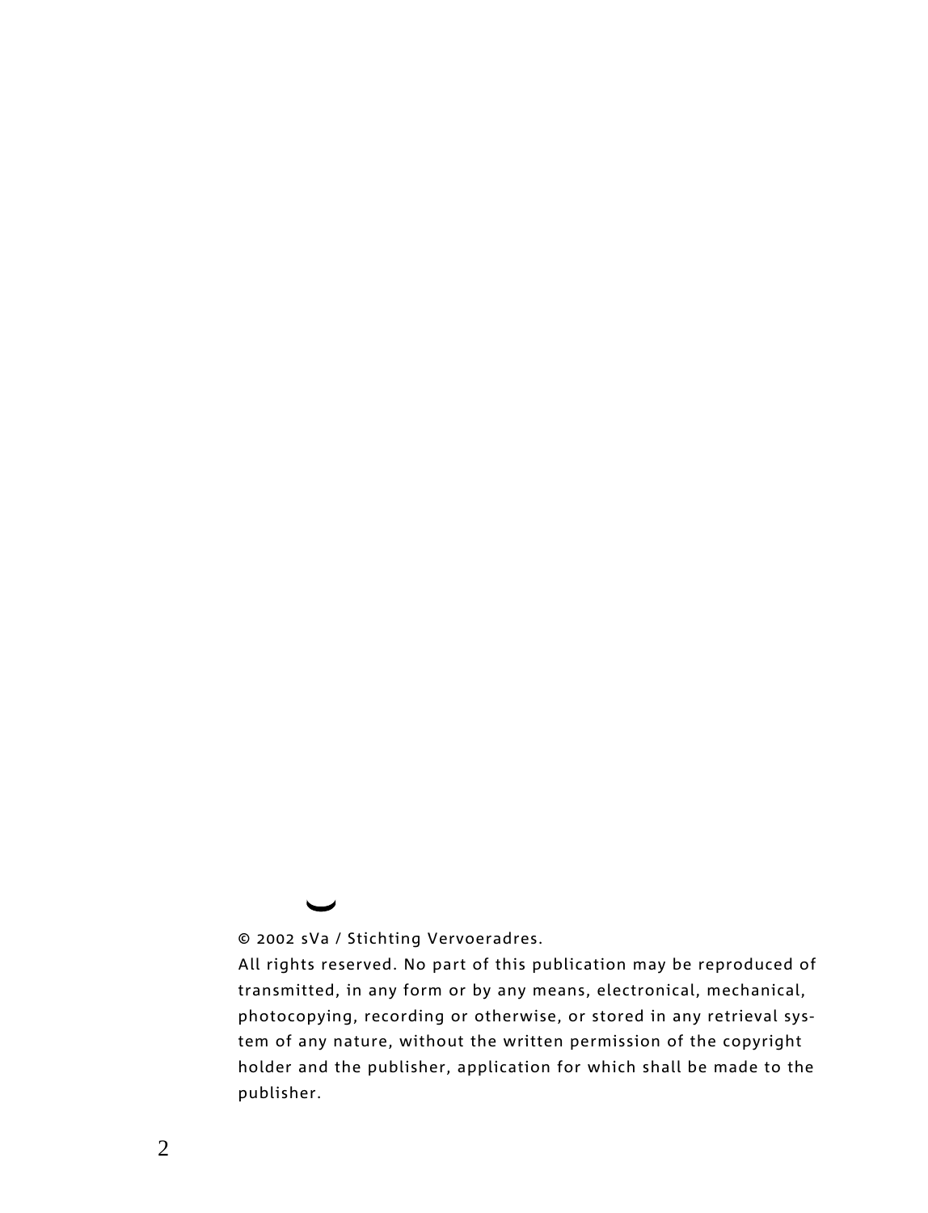© 2002 sVa / Stichting Vervoeradres.

All rights reserved. No part of this publication may be reproduced of transmitted, in any form or by any means, electronical, mechanical, photocopying, recording or otherwise, or stored in any retrieval system of any nature, without the written permission of the copyright holder and the publisher, application for which shall be made to the publisher.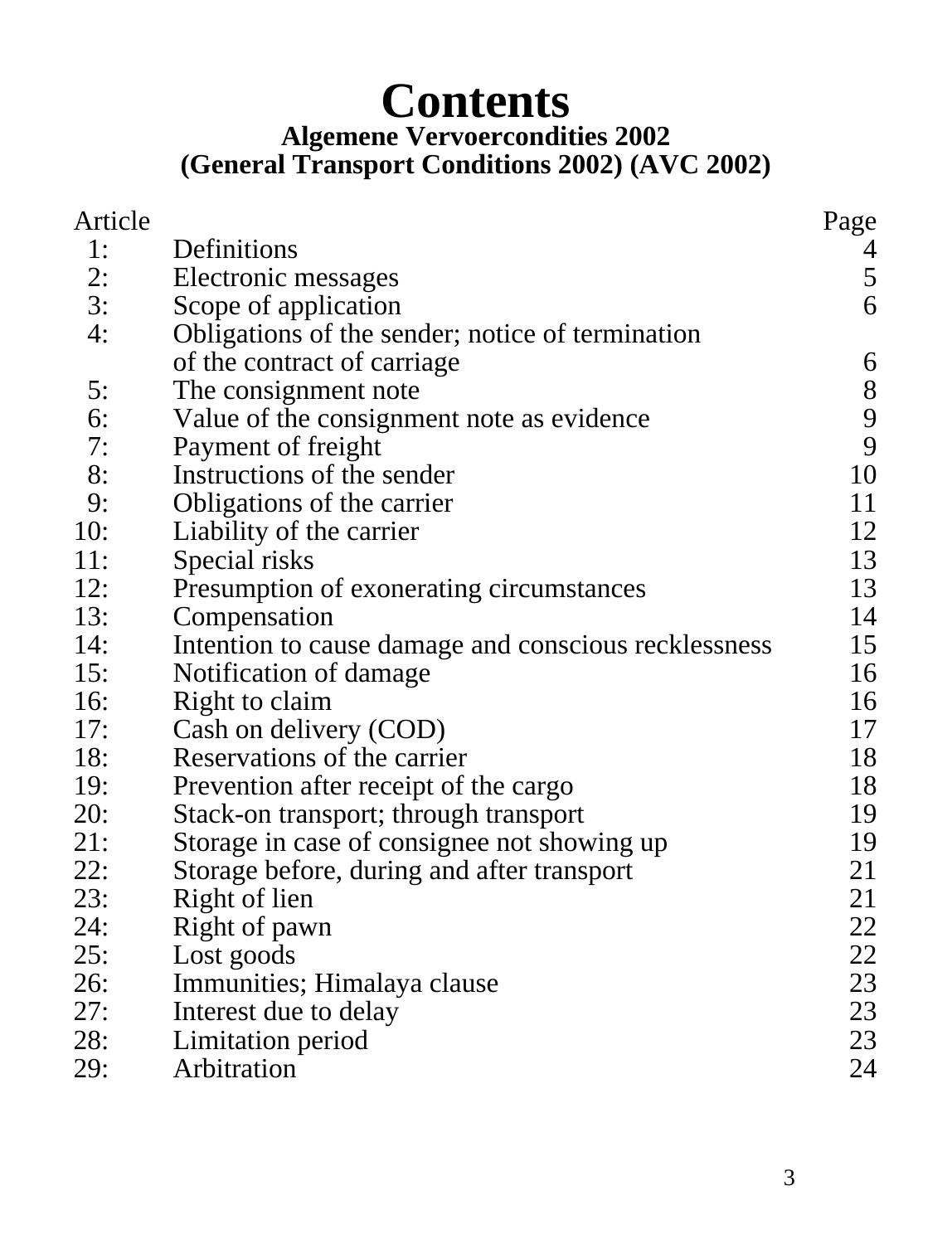# Contents

## Algemene Vervoercondities 2002
## (General Transport Conditions 2002) (AVC 2002)

| Article | | Page |
|---|---|---|
| 1: | Definitions | 4 |
| 2: | Electronic messages | 5 |
| 3: | Scope of application | 6 |
| 4: | Obligations of the sender; notice of termination of the contract of carriage | 6 |
| 5: | The consignment note | 8 |
| 6: | Value of the consignment note as evidence | 9 |
| 7: | Payment of freight | 9 |
| 8: | Instructions of the sender | 10 |
| 9: | Obligations of the carrier | 11 |
| 10: | Liability of the carrier | 12 |
| 11: | Special risks | 13 |
| 12: | Presumption of exonerating circumstances | 13 |
| 13: | Compensation | 14 |
| 14: | Intention to cause damage and conscious recklessness | 15 |
| 15: | Notification of damage | 16 |
| 16: | Right to claim | 16 |
| 17: | Cash on delivery (COD) | 17 |
| 18: | Reservations of the carrier | 18 |
| 19: | Prevention after receipt of the cargo | 18 |
| 20: | Stack-on transport; through transport | 19 |
| 21: | Storage in case of consignee not showing up | 19 |
| 22: | Storage before, during and after transport | 21 |
| 23: | Right of lien | 21 |
| 24: | Right of pawn | 22 |
| 25: | Lost goods | 22 |
| 26: | Immunities; Himalaya clause | 23 |
| 27: | Interest due to delay | 23 |
| 28: | Limitation period | 23 |
| 29: | Arbitration | 24 |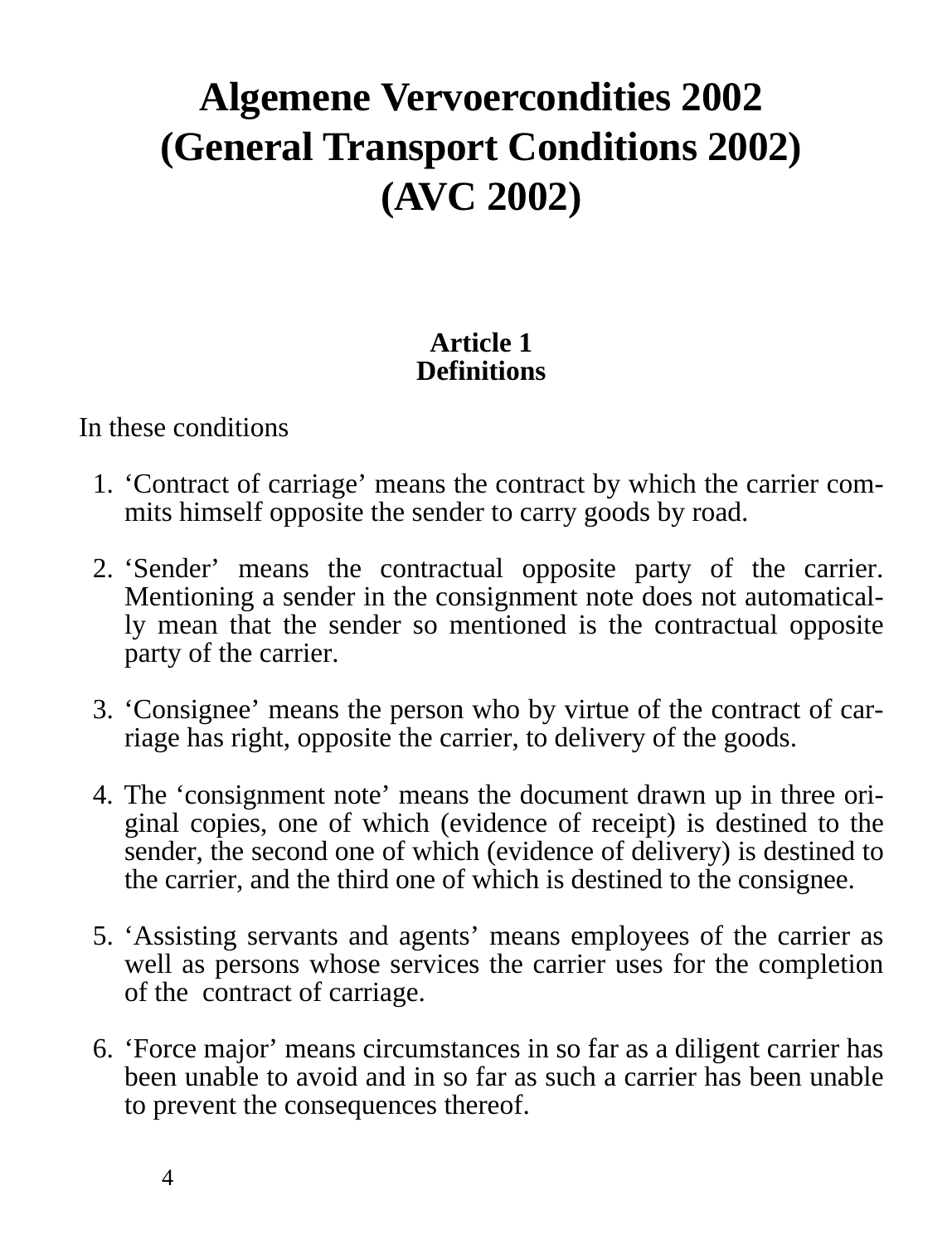# Algemene Vervoercondities 2002
# (General Transport Conditions 2002)
# (AVC 2002)

## Article 1
## Definitions

In these conditions

1. ‘Contract of carriage’ means the contract by which the carrier commits himself opposite the sender to carry goods by road.

2. ‘Sender’ means the contractual opposite party of the carrier. Mentioning a sender in the consignment note does not automatically mean that the sender so mentioned is the contractual opposite party of the carrier.

3. ‘Consignee’ means the person who by virtue of the contract of carriage has right, opposite the carrier, to delivery of the goods.

4. The ‘consignment note’ means the document drawn up in three original copies, one of which (evidence of receipt) is destined to the sender, the second one of which (evidence of delivery) is destined to the carrier, and the third one of which is destined to the consignee.

5. ‘Assisting servants and agents’ means employees of the carrier as well as persons whose services the carrier uses for the completion of the contract of carriage.

6. ‘Force major’ means circumstances in so far as a diligent carrier has been unable to avoid and in so far as such a carrier has been unable to prevent the consequences thereof.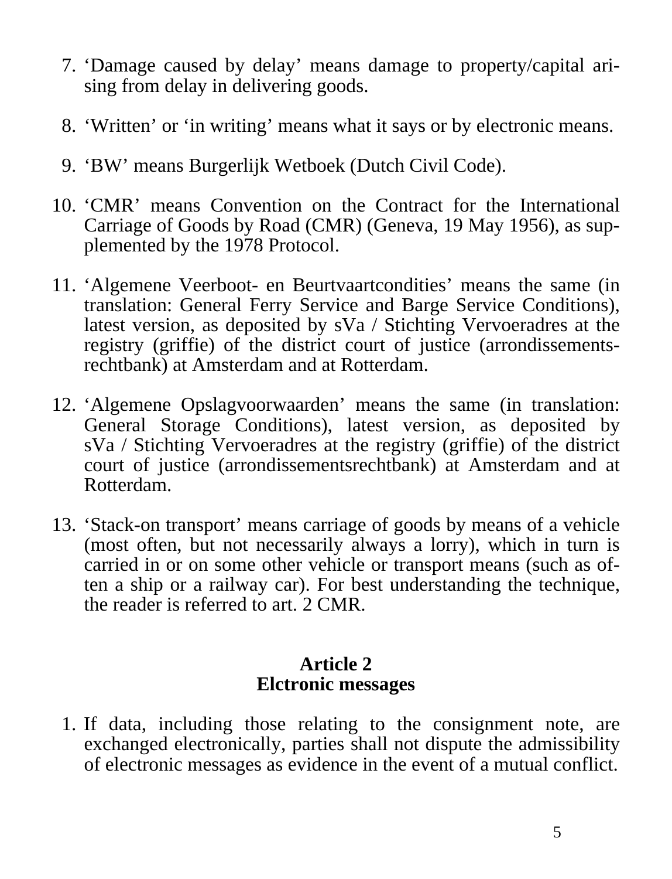7. ‘Damage caused by delay’ means damage to property/capital arising from delay in delivering goods.

8. ‘Written’ or ‘in writing’ means what it says or by electronic means.

9. ‘BW’ means Burgerlijk Wetboek (Dutch Civil Code).

10. ‘CMR’ means Convention on the Contract for the International Carriage of Goods by Road (CMR) (Geneva, 19 May 1956), as supplemented by the 1978 Protocol.

11. ‘Algemene Veerboot- en Beurtvaartcondities’ means the same (in translation: General Ferry Service and Barge Service Conditions), latest version, as deposited by sVa / Stichting Vervoeradres at the registry (griffie) of the district court of justice (arrondissementsrechtbank) at Amsterdam and at Rotterdam.

12. ‘Algemene Opslagvoorwaarden’ means the same (in translation: General Storage Conditions), latest version, as deposited by sVa / Stichting Vervoeradres at the registry (griffie) of the district court of justice (arrondissementsrechtbank) at Amsterdam and at Rotterdam.

13. ‘Stack-on transport’ means carriage of goods by means of a vehicle (most often, but not necessarily always a lorry), which in turn is carried in or on some other vehicle or transport means (such as often a ship or a railway car). For best understanding the technique, the reader is referred to art. 2 CMR.

## Article 2
## Elctronic messages

1. If data, including those relating to the consignment note, are exchanged electronically, parties shall not dispute the admissibility of electronic messages as evidence in the event of a mutual conflict.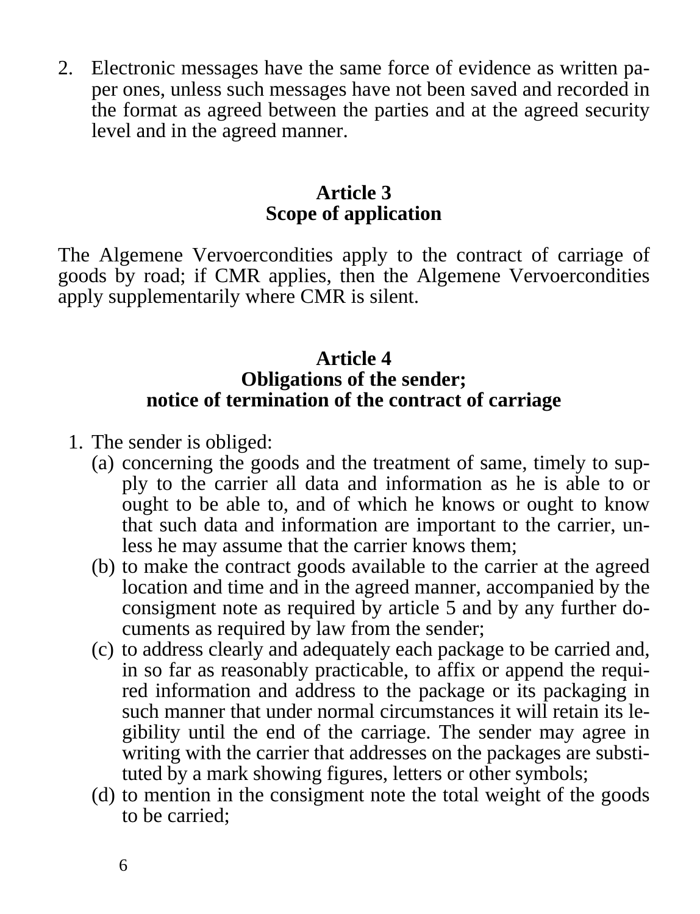2. Electronic messages have the same force of evidence as written paper ones, unless such messages have not been saved and recorded in the format as agreed between the parties and at the agreed security level and in the agreed manner.

## Article 3
## Scope of application

The Algemene Vervoercondities apply to the contract of carriage of goods by road; if CMR applies, then the Algemene Vervoercondities apply supplementarily where CMR is silent.

## Article 4
## Obligations of the sender; notice of termination of the contract of carriage

1. The sender is obliged:
   (a) concerning the goods and the treatment of same, timely to supply to the carrier all data and information as he is able to or ought to be able to, and of which he knows or ought to know that such data and information are important to the carrier, unless he may assume that the carrier knows them;
   (b) to make the contract goods available to the carrier at the agreed location and time and in the agreed manner, accompanied by the consigment note as required by article 5 and by any further documents as required by law from the sender;
   (c) to address clearly and adequately each package to be carried and, in so far as reasonably practicable, to affix or append the required information and address to the package or its packaging in such manner that under normal circumstances it will retain its legibility until the end of the carriage. The sender may agree in writing with the carrier that addresses on the packages are substituted by a mark showing figures, letters or other symbols;
   (d) to mention in the consigment note the total weight of the goods to be carried;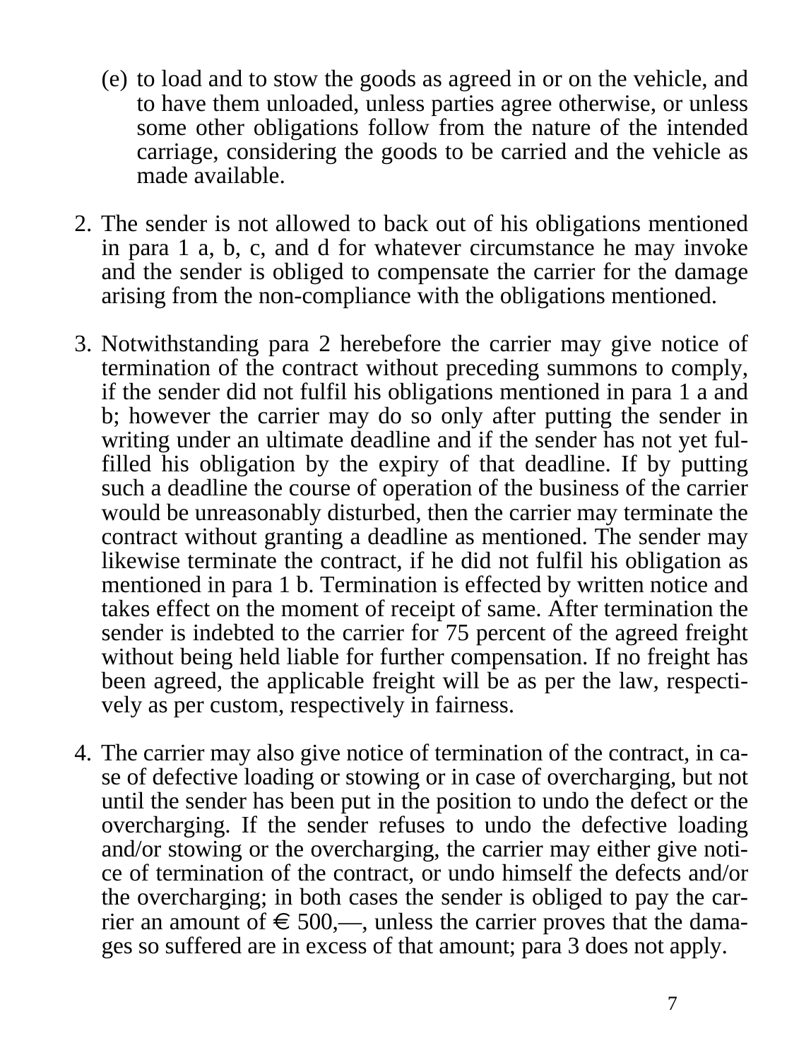(e) to load and to stow the goods as agreed in or on the vehicle, and to have them unloaded, unless parties agree otherwise, or unless some other obligations follow from the nature of the intended carriage, considering the goods to be carried and the vehicle as made available.

2. The sender is not allowed to back out of his obligations mentioned in para 1 a, b, c, and d for whatever circumstance he may invoke and the sender is obliged to compensate the carrier for the damage arising from the non-compliance with the obligations mentioned.

3. Notwithstanding para 2 herebefore the carrier may give notice of termination of the contract without preceding summons to comply, if the sender did not fulfil his obligations mentioned in para 1 a and b; however the carrier may do so only after putting the sender in writing under an ultimate deadline and if the sender has not yet fulfilled his obligation by the expiry of that deadline. If by putting such a deadline the course of operation of the business of the carrier would be unreasonably disturbed, then the carrier may terminate the contract without granting a deadline as mentioned. The sender may likewise terminate the contract, if he did not fulfil his obligation as mentioned in para 1 b. Termination is effected by written notice and takes effect on the moment of receipt of same. After termination the sender is indebted to the carrier for 75 percent of the agreed freight without being held liable for further compensation. If no freight has been agreed, the applicable freight will be as per the law, respectively as per custom, respectively in fairness.

4. The carrier may also give notice of termination of the contract, in case of defective loading or stowing or in case of overcharging, but not until the sender has been put in the position to undo the defect or the overcharging. If the sender refuses to undo the defective loading and/or stowing or the overcharging, the carrier may either give notice of termination of the contract, or undo himself the defects and/or the overcharging; in both cases the sender is obliged to pay the carrier an amount of € 500,—, unless the carrier proves that the damages so suffered are in excess of that amount; para 3 does not apply.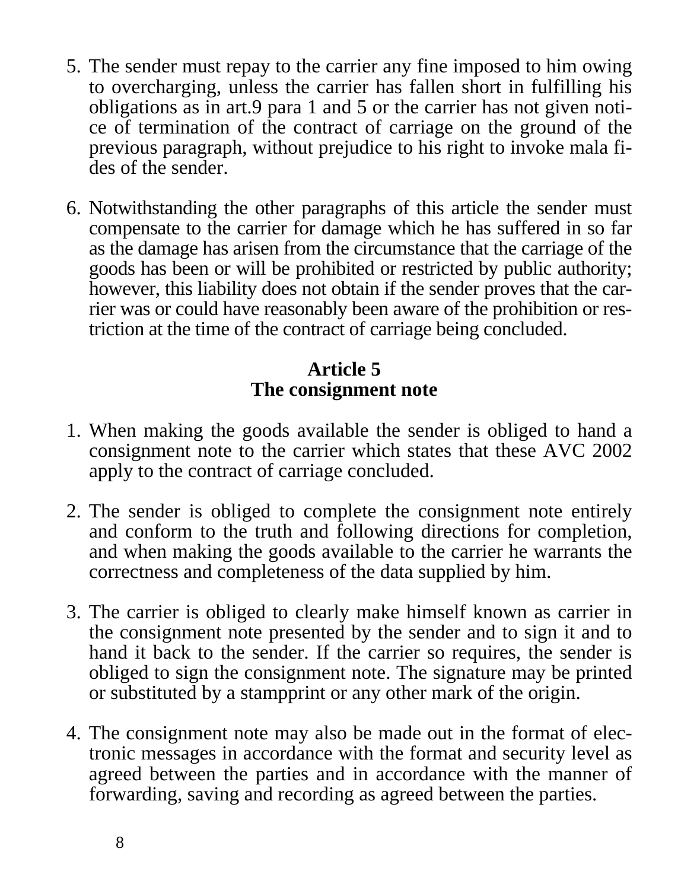5. The sender must repay to the carrier any fine imposed to him owing to overcharging, unless the carrier has fallen short in fulfilling his obligations as in art.9 para 1 and 5 or the carrier has not given notice of termination of the contract of carriage on the ground of the previous paragraph, without prejudice to his right to invoke mala fides of the sender.

6. Notwithstanding the other paragraphs of this article the sender must compensate to the carrier for damage which he has suffered in so far as the damage has arisen from the circumstance that the carriage of the goods has been or will be prohibited or restricted by public authority; however, this liability does not obtain if the sender proves that the carrier was or could have reasonably been aware of the prohibition or restriction at the time of the contract of carriage being concluded.

## Article 5
## The consignment note

1. When making the goods available the sender is obliged to hand a consignment note to the carrier which states that these AVC 2002 apply to the contract of carriage concluded.

2. The sender is obliged to complete the consignment note entirely and conform to the truth and following directions for completion, and when making the goods available to the carrier he warrants the correctness and completeness of the data supplied by him.

3. The carrier is obliged to clearly make himself known as carrier in the consignment note presented by the sender and to sign it and to hand it back to the sender. If the carrier so requires, the sender is obliged to sign the consignment note. The signature may be printed or substituted by a stampprint or any other mark of the origin.

4. The consignment note may also be made out in the format of electronic messages in accordance with the format and security level as agreed between the parties and in accordance with the manner of forwarding, saving and recording as agreed between the parties.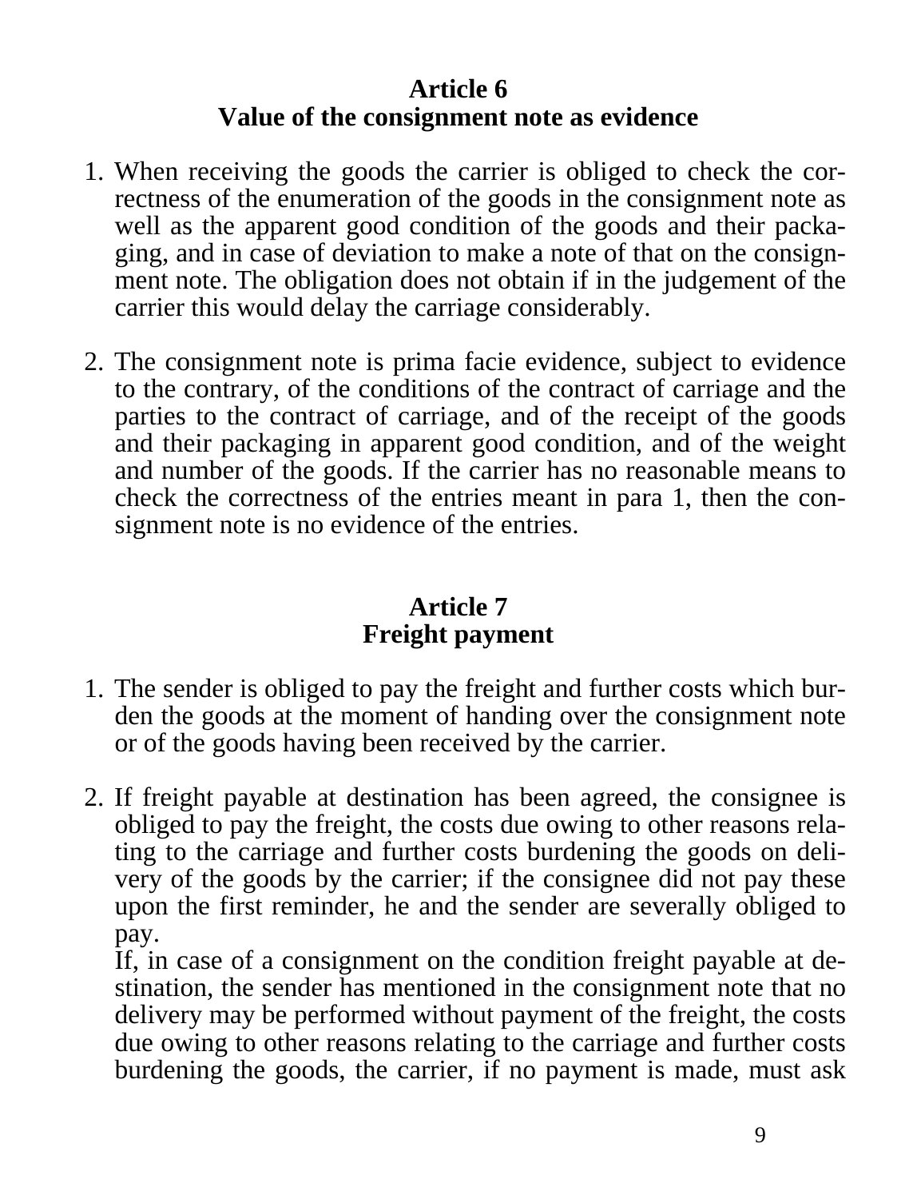## Article 6
## Value of the consignment note as evidence

1. When receiving the goods the carrier is obliged to check the correctness of the enumeration of the goods in the consignment note as well as the apparent good condition of the goods and their packaging, and in case of deviation to make a note of that on the consignment note. The obligation does not obtain if in the judgement of the carrier this would delay the carriage considerably.

2. The consignment note is prima facie evidence, subject to evidence to the contrary, of the conditions of the contract of carriage and the parties to the contract of carriage, and of the receipt of the goods and their packaging in apparent good condition, and of the weight and number of the goods. If the carrier has no reasonable means to check the correctness of the entries meant in para 1, then the consignment note is no evidence of the entries.

## Article 7
## Freight payment

1. The sender is obliged to pay the freight and further costs which burden the goods at the moment of handing over the consignment note or of the goods having been received by the carrier.

2. If freight payable at destination has been agreed, the consignee is obliged to pay the freight, the costs due owing to other reasons relating to the carriage and further costs burdening the goods on delivery of the goods by the carrier; if the consignee did not pay these upon the first reminder, he and the sender are severally obliged to pay.
   If, in case of a consignment on the condition freight payable at destination, the sender has mentioned in the consignment note that no delivery may be performed without payment of the freight, the costs due owing to other reasons relating to the carriage and further costs burdening the goods, the carrier, if no payment is made, must ask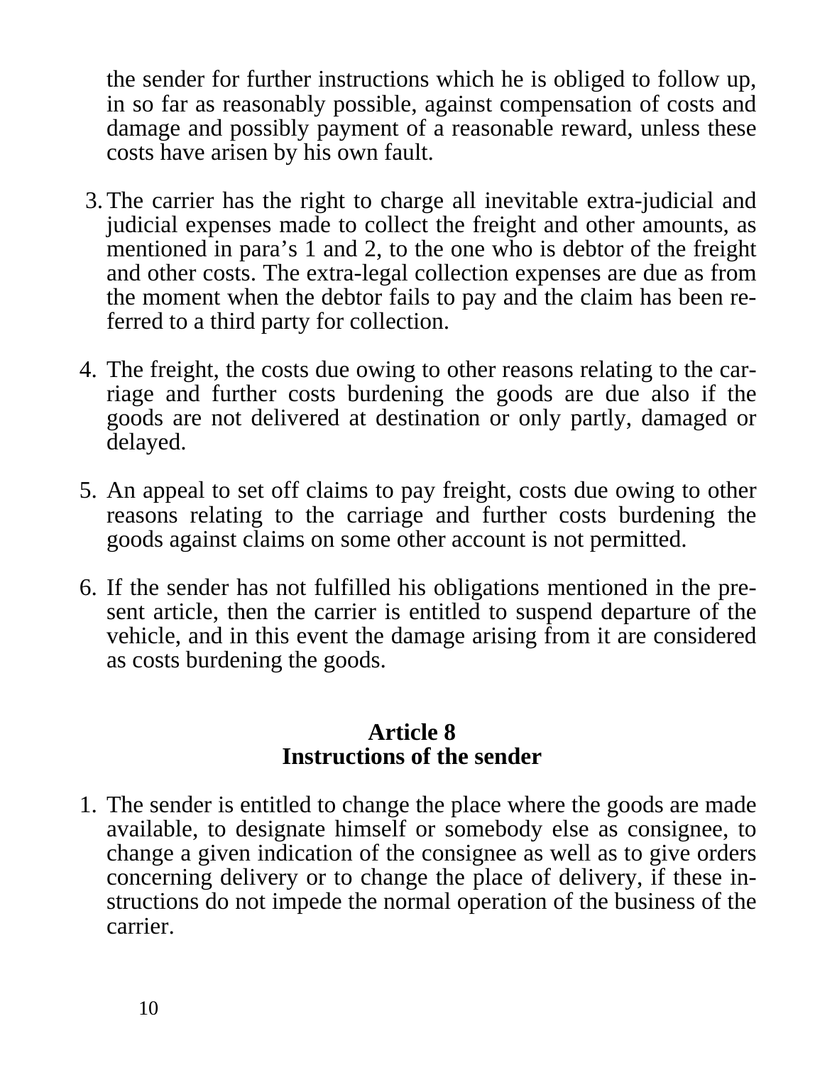the sender for further instructions which he is obliged to follow up, in so far as reasonably possible, against compensation of costs and damage and possibly payment of a reasonable reward, unless these costs have arisen by his own fault.

3. The carrier has the right to charge all inevitable extra-judicial and judicial expenses made to collect the freight and other amounts, as mentioned in para's 1 and 2, to the one who is debtor of the freight and other costs. The extra-legal collection expenses are due as from the moment when the debtor fails to pay and the claim has been referred to a third party for collection.

4. The freight, the costs due owing to other reasons relating to the carriage and further costs burdening the goods are due also if the goods are not delivered at destination or only partly, damaged or delayed.

5. An appeal to set off claims to pay freight, costs due owing to other reasons relating to the carriage and further costs burdening the goods against claims on some other account is not permitted.

6. If the sender has not fulfilled his obligations mentioned in the present article, then the carrier is entitled to suspend departure of the vehicle, and in this event the damage arising from it are considered as costs burdening the goods.

## Article 8
## Instructions of the sender

1. The sender is entitled to change the place where the goods are made available, to designate himself or somebody else as consignee, to change a given indication of the consignee as well as to give orders concerning delivery or to change the place of delivery, if these instructions do not impede the normal operation of the business of the carrier.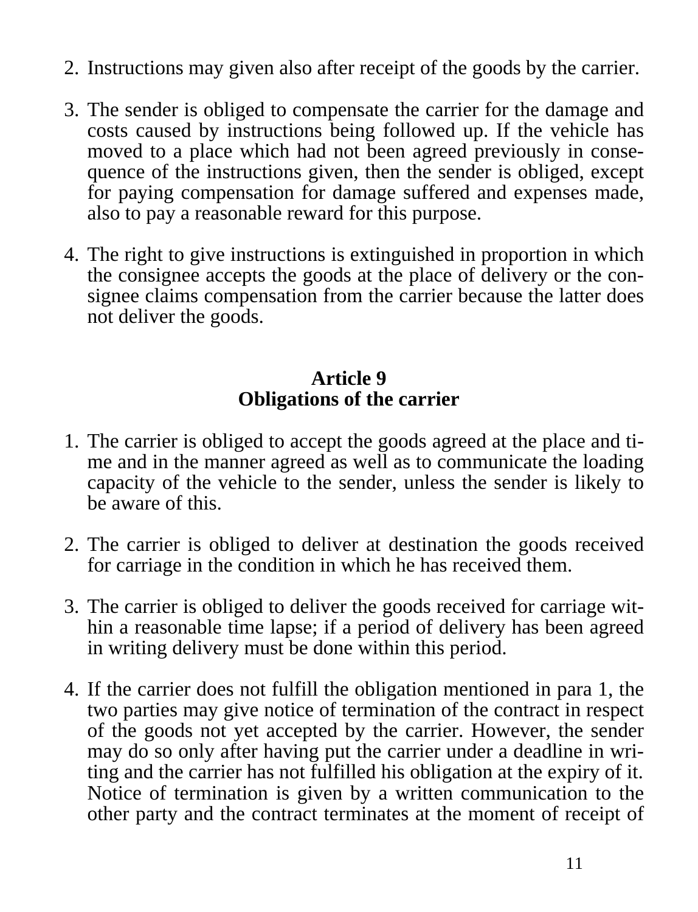2. Instructions may given also after receipt of the goods by the carrier.

3. The sender is obliged to compensate the carrier for the damage and costs caused by instructions being followed up. If the vehicle has moved to a place which had not been agreed previously in consequence of the instructions given, then the sender is obliged, except for paying compensation for damage suffered and expenses made, also to pay a reasonable reward for this purpose.

4. The right to give instructions is extinguished in proportion in which the consignee accepts the goods at the place of delivery or the consignee claims compensation from the carrier because the latter does not deliver the goods.

### Article 9
### Obligations of the carrier

1. The carrier is obliged to accept the goods agreed at the place and time and in the manner agreed as well as to communicate the loading capacity of the vehicle to the sender, unless the sender is likely to be aware of this.

2. The carrier is obliged to deliver at destination the goods received for carriage in the condition in which he has received them.

3. The carrier is obliged to deliver the goods received for carriage within a reasonable time lapse; if a period of delivery has been agreed in writing delivery must be done within this period.

4. If the carrier does not fulfill the obligation mentioned in para 1, the two parties may give notice of termination of the contract in respect of the goods not yet accepted by the carrier. However, the sender may do so only after having put the carrier under a deadline in writing and the carrier has not fulfilled his obligation at the expiry of it. Notice of termination is given by a written communication to the other party and the contract terminates at the moment of receipt of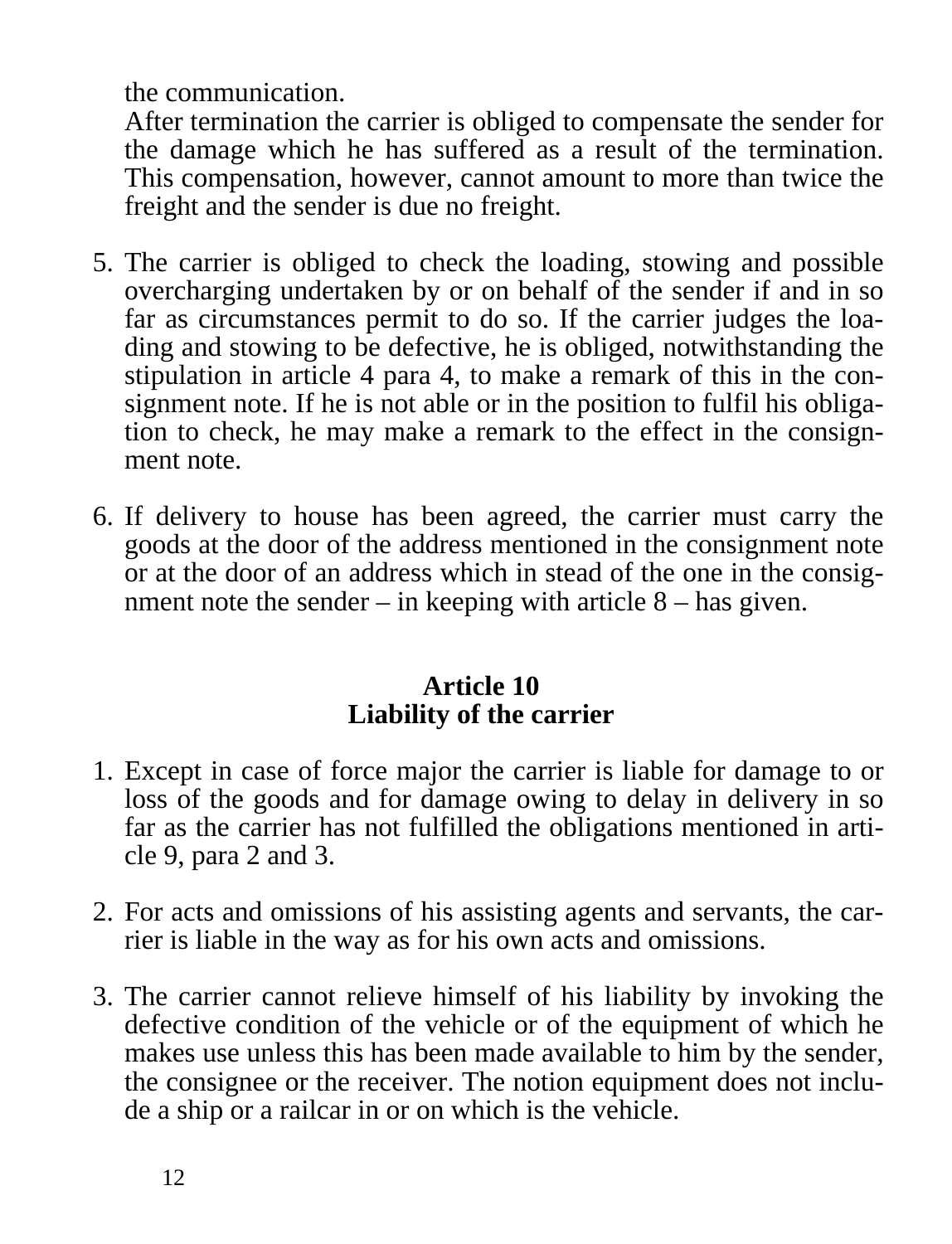the communication.
After termination the carrier is obliged to compensate the sender for the damage which he has suffered as a result of the termination. This compensation, however, cannot amount to more than twice the freight and the sender is due no freight.

5. The carrier is obliged to check the loading, stowing and possible overcharging undertaken by or on behalf of the sender if and in so far as circumstances permit to do so. If the carrier judges the loading and stowing to be defective, he is obliged, notwithstanding the stipulation in article 4 para 4, to make a remark of this in the consignment note. If he is not able or in the position to fulfil his obligation to check, he may make a remark to the effect in the consignment note.

6. If delivery to house has been agreed, the carrier must carry the goods at the door of the address mentioned in the consignment note or at the door of an address which in stead of the one in the consignment note the sender – in keeping with article 8 – has given.

## Article 10
## Liability of the carrier

1. Except in case of force major the carrier is liable for damage to or loss of the goods and for damage owing to delay in delivery in so far as the carrier has not fulfilled the obligations mentioned in article 9, para 2 and 3.

2. For acts and omissions of his assisting agents and servants, the carrier is liable in the way as for his own acts and omissions.

3. The carrier cannot relieve himself of his liability by invoking the defective condition of the vehicle or of the equipment of which he makes use unless this has been made available to him by the sender, the consignee or the receiver. The notion equipment does not include a ship or a railcar in or on which is the vehicle.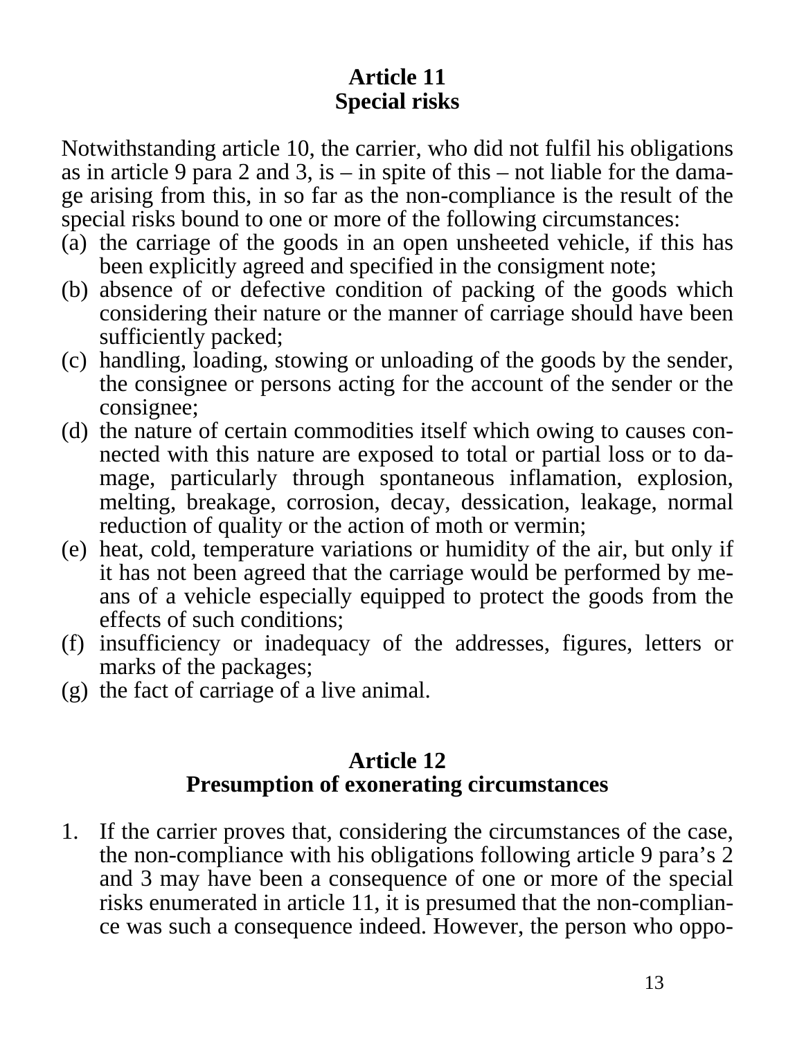**Article 11**
**Special risks**

Notwithstanding article 10, the carrier, who did not fulfil his obligations as in article 9 para 2 and 3, is – in spite of this – not liable for the damage arising from this, in so far as the non-compliance is the result of the special risks bound to one or more of the following circumstances:

(a) the carriage of the goods in an open unsheeted vehicle, if this has been explicitly agreed and specified in the consigment note;
(b) absence of or defective condition of packing of the goods which considering their nature or the manner of carriage should have been sufficiently packed;
(c) handling, loading, stowing or unloading of the goods by the sender, the consignee or persons acting for the account of the sender or the consignee;
(d) the nature of certain commodities itself which owing to causes connected with this nature are exposed to total or partial loss or to damage, particularly through spontaneous inflamation, explosion, melting, breakage, corrosion, decay, dessication, leakage, normal reduction of quality or the action of moth or vermin;
(e) heat, cold, temperature variations or humidity of the air, but only if it has not been agreed that the carriage would be performed by means of a vehicle especially equipped to protect the goods from the effects of such conditions;
(f) insufficiency or inadequacy of the addresses, figures, letters or marks of the packages;
(g) the fact of carriage of a live animal.

**Article 12**
**Presumption of exonerating circumstances**

1. If the carrier proves that, considering the circumstances of the case, the non-compliance with his obligations following article 9 para's 2 and 3 may have been a consequence of one or more of the special risks enumerated in article 11, it is presumed that the non-compliance was such a consequence indeed. However, the person who oppo-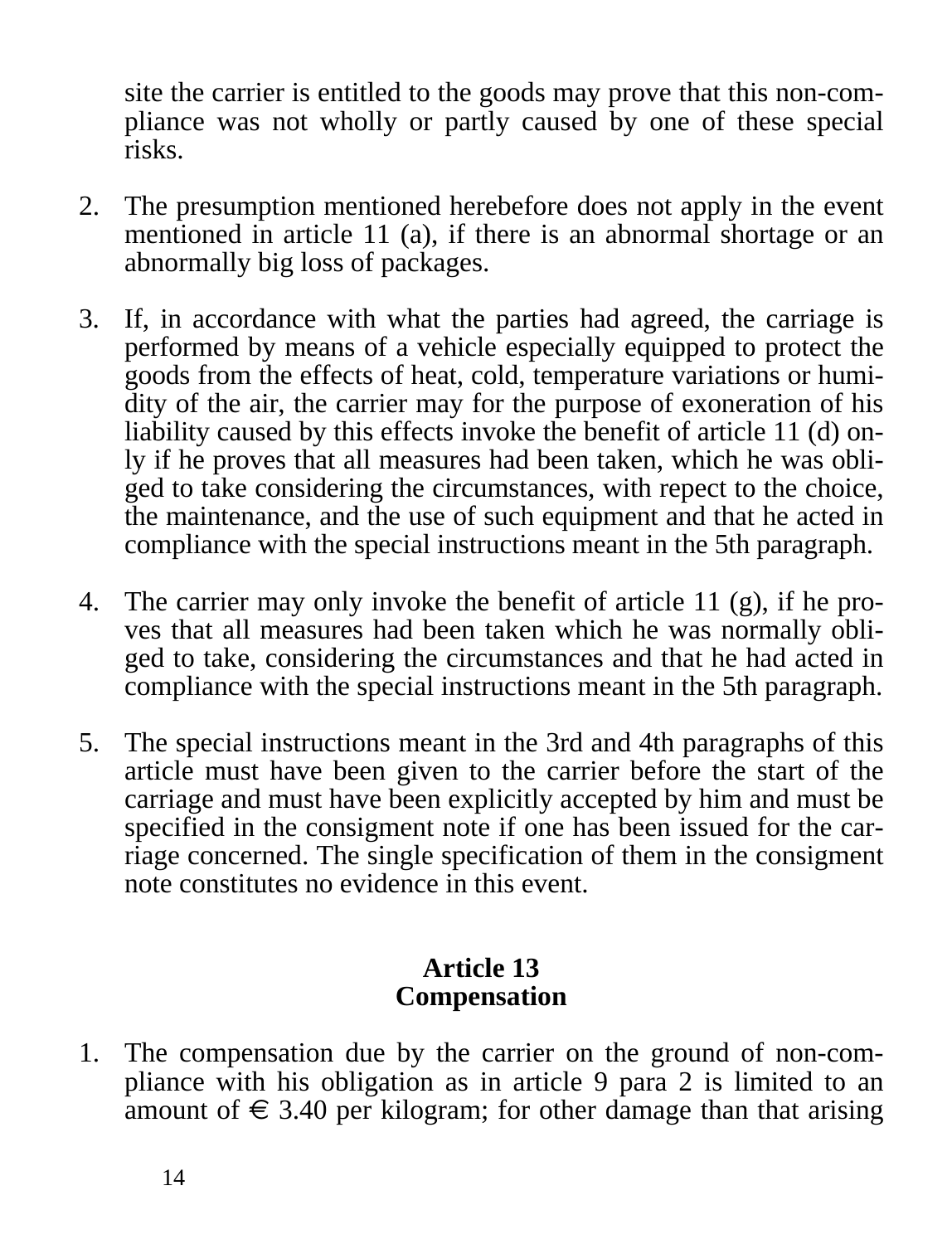site the carrier is entitled to the goods may prove that this non-compliance was not wholly or partly caused by one of these special risks.

2. The presumption mentioned herebefore does not apply in the event mentioned in article 11 (a), if there is an abnormal shortage or an abnormally big loss of packages.

3. If, in accordance with what the parties had agreed, the carriage is performed by means of a vehicle especially equipped to protect the goods from the effects of heat, cold, temperature variations or humidity of the air, the carrier may for the purpose of exoneration of his liability caused by this effects invoke the benefit of article 11 (d) only if he proves that all measures had been taken, which he was obliged to take considering the circumstances, with repect to the choice, the maintenance, and the use of such equipment and that he acted in compliance with the special instructions meant in the 5th paragraph.

4. The carrier may only invoke the benefit of article 11 (g), if he proves that all measures had been taken which he was normally obliged to take, considering the circumstances and that he had acted in compliance with the special instructions meant in the 5th paragraph.

5. The special instructions meant in the 3rd and 4th paragraphs of this article must have been given to the carrier before the start of the carriage and must have been explicitly accepted by him and must be specified in the consigment note if one has been issued for the carriage concerned. The single specification of them in the consigment note constitutes no evidence in this event.

## Article 13
## Compensation

1. The compensation due by the carrier on the ground of non-compliance with his obligation as in article 9 para 2 is limited to an amount of € 3.40 per kilogram; for other damage than that arising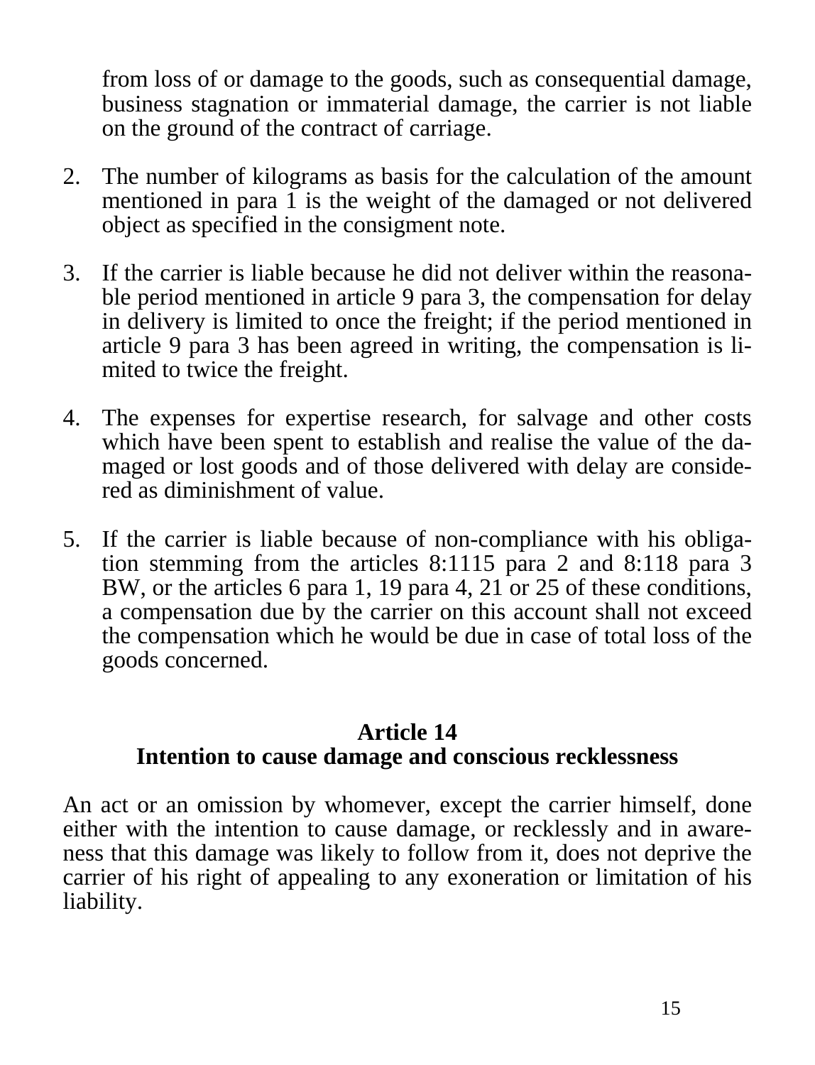from loss of or damage to the goods, such as consequential damage, business stagnation or immaterial damage, the carrier is not liable on the ground of the contract of carriage.

2. The number of kilograms as basis for the calculation of the amount mentioned in para 1 is the weight of the damaged or not delivered object as specified in the consigment note.

3. If the carrier is liable because he did not deliver within the reasonable period mentioned in article 9 para 3, the compensation for delay in delivery is limited to once the freight; if the period mentioned in article 9 para 3 has been agreed in writing, the compensation is limited to twice the freight.

4. The expenses for expertise research, for salvage and other costs which have been spent to establish and realise the value of the damaged or lost goods and of those delivered with delay are considered as diminishment of value.

5. If the carrier is liable because of non-compliance with his obligation stemming from the articles 8:1115 para 2 and 8:118 para 3 BW, or the articles 6 para 1, 19 para 4, 21 or 25 of these conditions, a compensation due by the carrier on this account shall not exceed the compensation which he would be due in case of total loss of the goods concerned.

## Article 14
## Intention to cause damage and conscious recklessness

An act or an omission by whomever, except the carrier himself, done either with the intention to cause damage, or recklessly and in awareness that this damage was likely to follow from it, does not deprive the carrier of his right of appealing to any exoneration or limitation of his liability.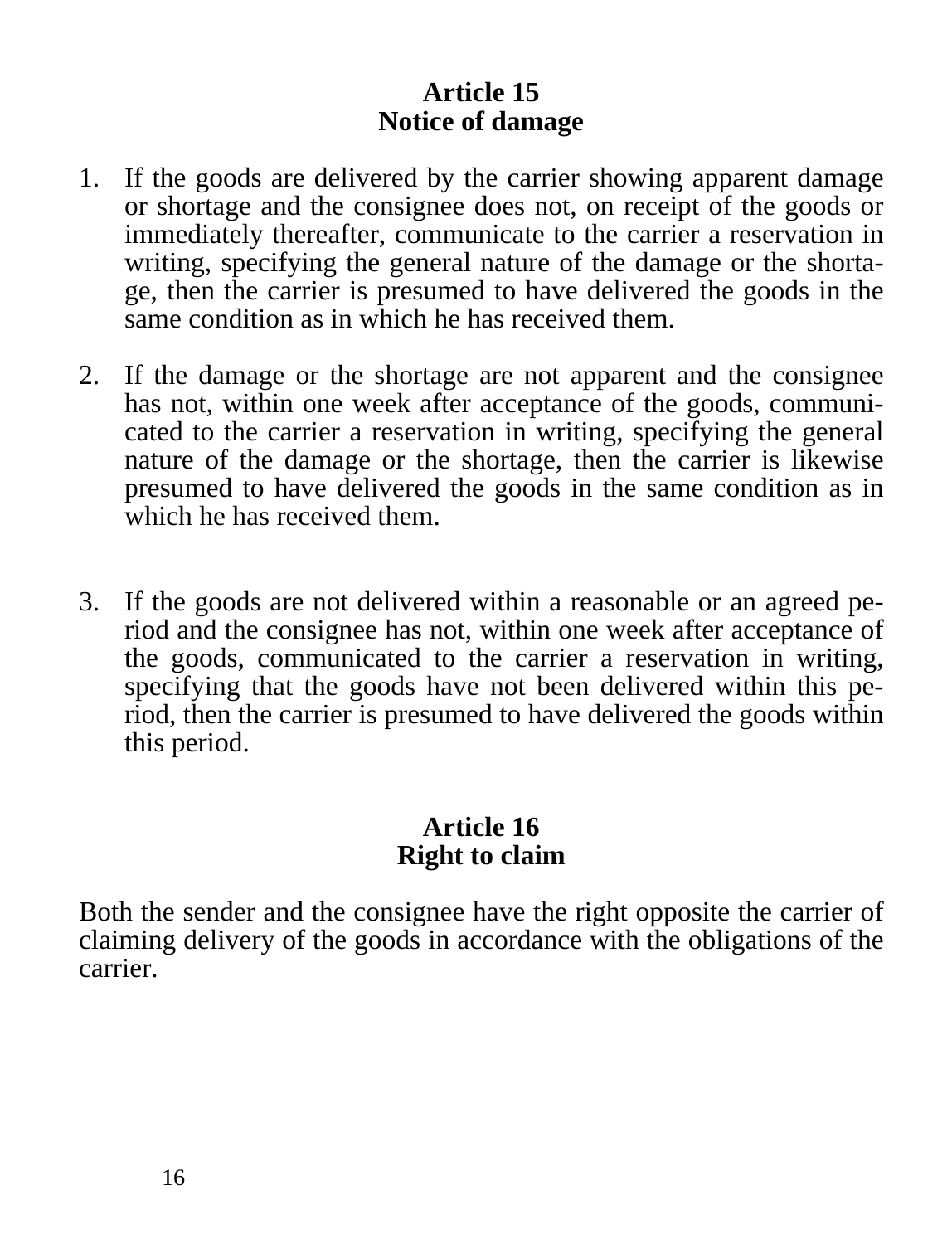## Article 15
## Notice of damage

1. If the goods are delivered by the carrier showing apparent damage or shortage and the consignee does not, on receipt of the goods or immediately thereafter, communicate to the carrier a reservation in writing, specifying the general nature of the damage or the shortage, then the carrier is presumed to have delivered the goods in the same condition as in which he has received them.

2. If the damage or the shortage are not apparent and the consignee has not, within one week after acceptance of the goods, communicated to the carrier a reservation in writing, specifying the general nature of the damage or the shortage, then the carrier is likewise presumed to have delivered the goods in the same condition as in which he has received them.

3. If the goods are not delivered within a reasonable or an agreed period and the consignee has not, within one week after acceptance of the goods, communicated to the carrier a reservation in writing, specifying that the goods have not been delivered within this period, then the carrier is presumed to have delivered the goods within this period.

## Article 16
## Right to claim

Both the sender and the consignee have the right opposite the carrier of claiming delivery of the goods in accordance with the obligations of the carrier.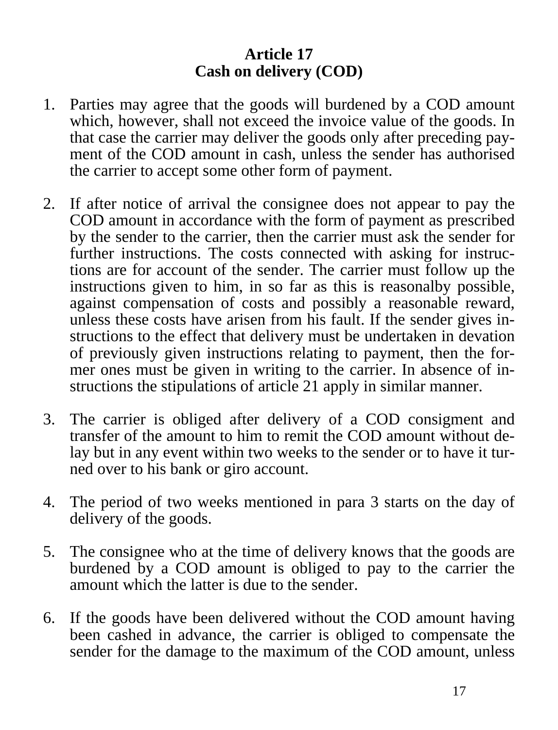## Article 17
## Cash on delivery (COD)

1. Parties may agree that the goods will burdened by a COD amount which, however, shall not exceed the invoice value of the goods. In that case the carrier may deliver the goods only after preceding payment of the COD amount in cash, unless the sender has authorised the carrier to accept some other form of payment.

2. If after notice of arrival the consignee does not appear to pay the COD amount in accordance with the form of payment as prescribed by the sender to the carrier, then the carrier must ask the sender for further instructions. The costs connected with asking for instructions are for account of the sender. The carrier must follow up the instructions given to him, in so far as this is reasonalby possible, against compensation of costs and possibly a reasonable reward, unless these costs have arisen from his fault. If the sender gives instructions to the effect that delivery must be undertaken in devation of previously given instructions relating to payment, then the former ones must be given in writing to the carrier. In absence of instructions the stipulations of article 21 apply in similar manner.

3. The carrier is obliged after delivery of a COD consigment and transfer of the amount to him to remit the COD amount without delay but in any event within two weeks to the sender or to have it turned over to his bank or giro account.

4. The period of two weeks mentioned in para 3 starts on the day of delivery of the goods.

5. The consignee who at the time of delivery knows that the goods are burdened by a COD amount is obliged to pay to the carrier the amount which the latter is due to the sender.

6. If the goods have been delivered without the COD amount having been cashed in advance, the carrier is obliged to compensate the sender for the damage to the maximum of the COD amount, unless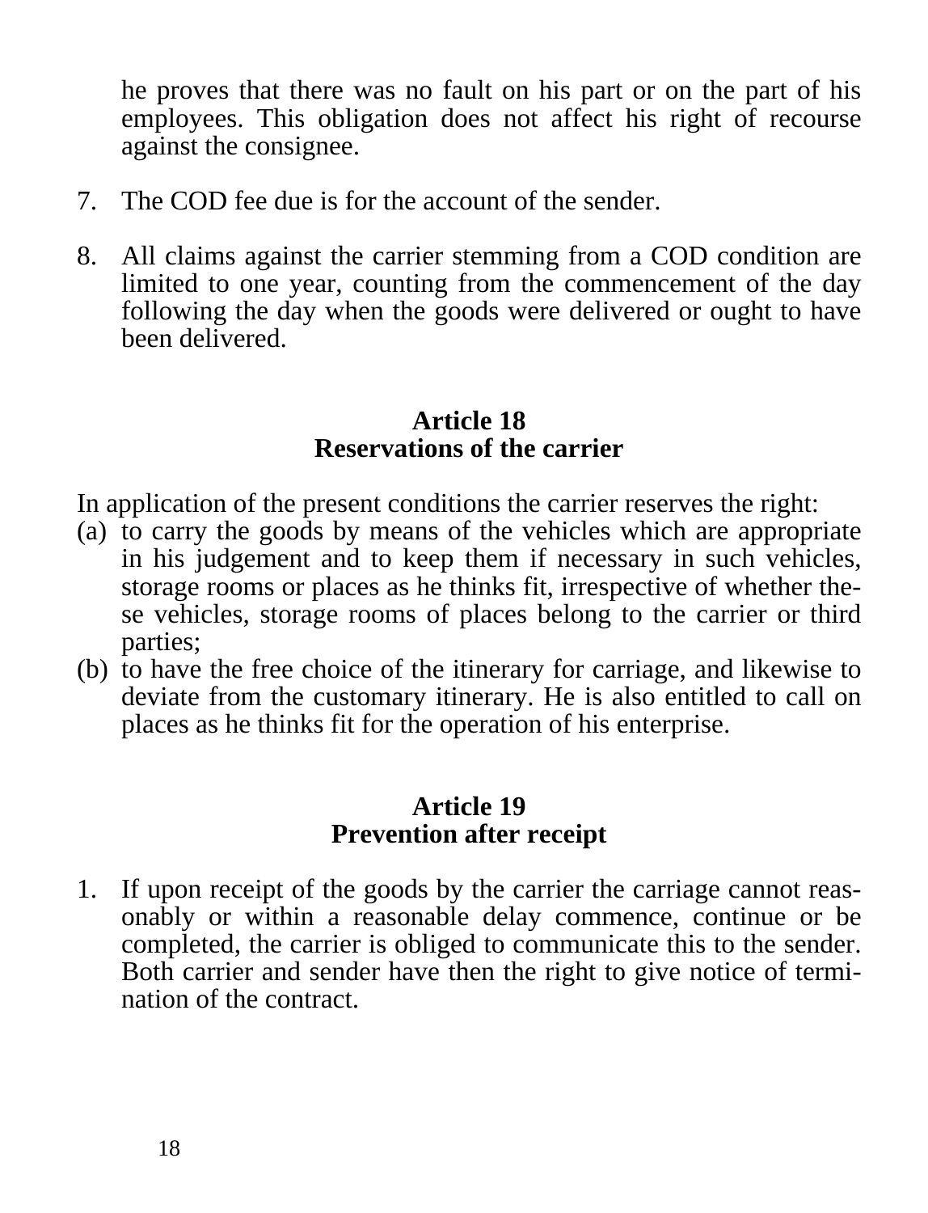he proves that there was no fault on his part or on the part of his employees. This obligation does not affect his right of recourse against the consignee.

7. The COD fee due is for the account of the sender.

8. All claims against the carrier stemming from a COD condition are limited to one year, counting from the commencement of the day following the day when the goods were delivered or ought to have been delivered.

## Article 18
## Reservations of the carrier

In application of the present conditions the carrier reserves the right:

(a) to carry the goods by means of the vehicles which are appropriate in his judgement and to keep them if necessary in such vehicles, storage rooms or places as he thinks fit, irrespective of whether these vehicles, storage rooms of places belong to the carrier or third parties;

(b) to have the free choice of the itinerary for carriage, and likewise to deviate from the customary itinerary. He is also entitled to call on places as he thinks fit for the operation of his enterprise.

## Article 19
## Prevention after receipt

1. If upon receipt of the goods by the carrier the carriage cannot reasonably or within a reasonable delay commence, continue or be completed, the carrier is obliged to communicate this to the sender. Both carrier and sender have then the right to give notice of termination of the contract.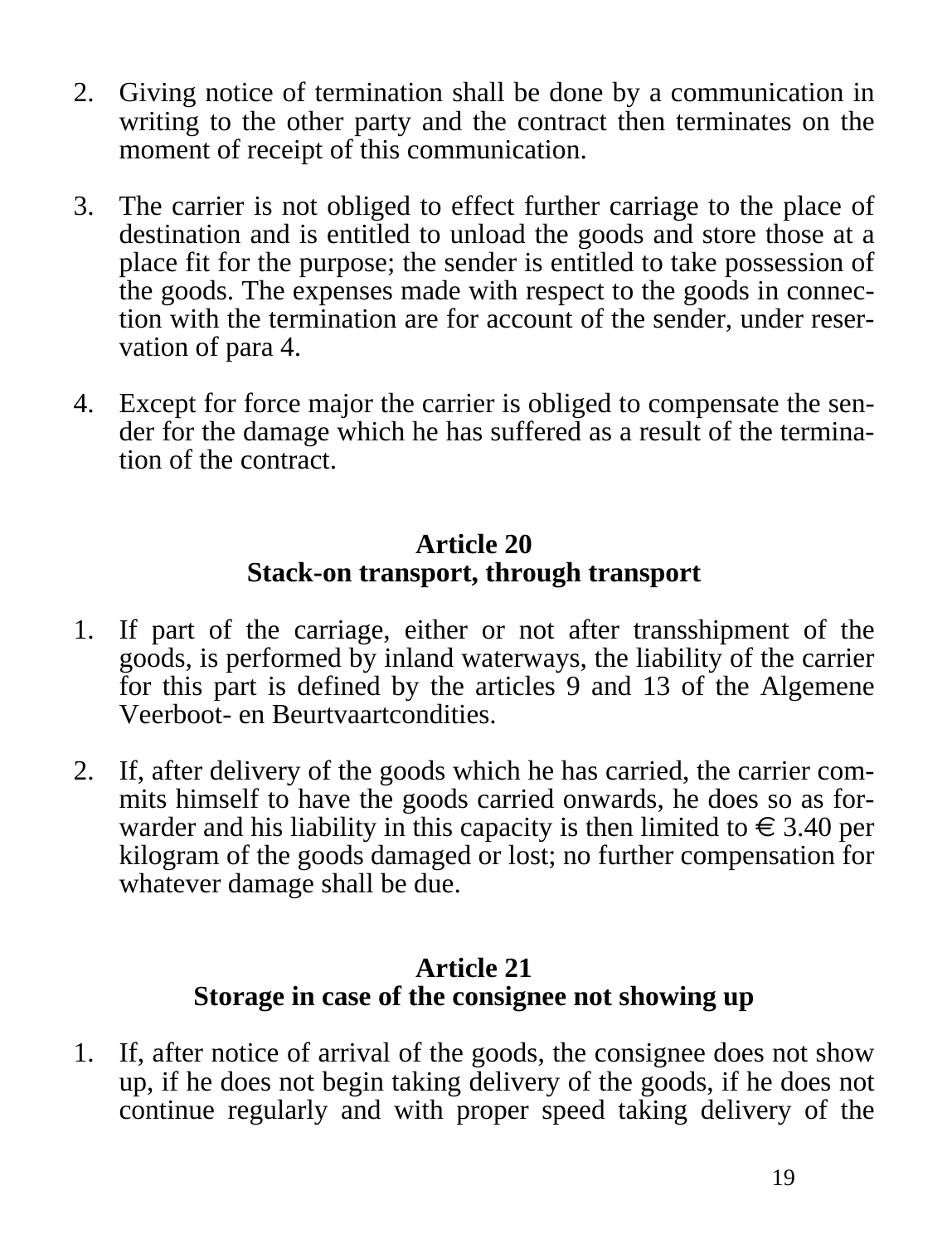2. Giving notice of termination shall be done by a communication in writing to the other party and the contract then terminates on the moment of receipt of this communication.

3. The carrier is not obliged to effect further carriage to the place of destination and is entitled to unload the goods and store those at a place fit for the purpose; the sender is entitled to take possession of the goods. The expenses made with respect to the goods in connection with the termination are for account of the sender, under reservation of para 4.

4. Except for force major the carrier is obliged to compensate the sender for the damage which he has suffered as a result of the termination of the contract.

## Article 20
## Stack-on transport, through transport

1. If part of the carriage, either or not after transshipment of the goods, is performed by inland waterways, the liability of the carrier for this part is defined by the articles 9 and 13 of the Algemene Veerboot- en Beurtvaartcondities.

2. If, after delivery of the goods which he has carried, the carrier commits himself to have the goods carried onwards, he does so as forwarder and his liability in this capacity is then limited to € 3.40 per kilogram of the goods damaged or lost; no further compensation for whatever damage shall be due.

## Article 21
## Storage in case of the consignee not showing up

1. If, after notice of arrival of the goods, the consignee does not show up, if he does not begin taking delivery of the goods, if he does not continue regularly and with proper speed taking delivery of the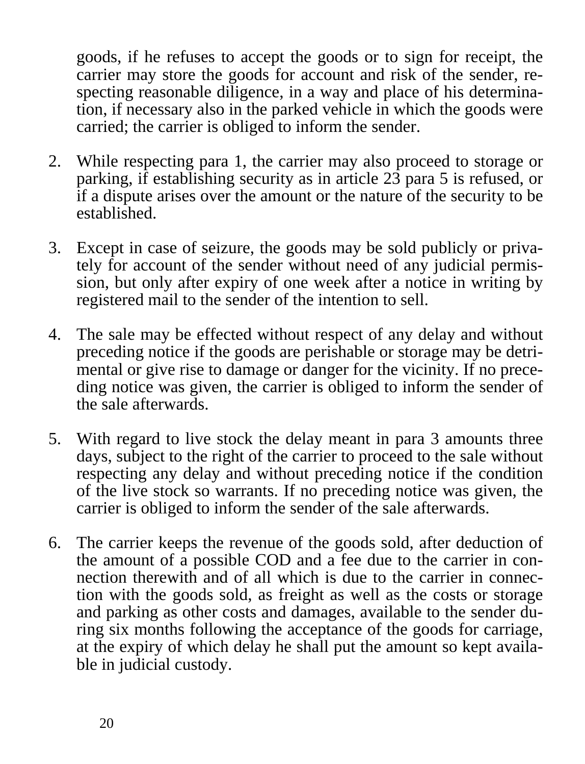goods, if he refuses to accept the goods or to sign for receipt, the carrier may store the goods for account and risk of the sender, respecting reasonable diligence, in a way and place of his determination, if necessary also in the parked vehicle in which the goods were carried; the carrier is obliged to inform the sender.

2. While respecting para 1, the carrier may also proceed to storage or parking, if establishing security as in article 23 para 5 is refused, or if a dispute arises over the amount or the nature of the security to be established.

3. Except in case of seizure, the goods may be sold publicly or privately for account of the sender without need of any judicial permission, but only after expiry of one week after a notice in writing by registered mail to the sender of the intention to sell.

4. The sale may be effected without respect of any delay and without preceding notice if the goods are perishable or storage may be detrimental or give rise to damage or danger for the vicinity. If no preceding notice was given, the carrier is obliged to inform the sender of the sale afterwards.

5. With regard to live stock the delay meant in para 3 amounts three days, subject to the right of the carrier to proceed to the sale without respecting any delay and without preceding notice if the condition of the live stock so warrants. If no preceding notice was given, the carrier is obliged to inform the sender of the sale afterwards.

6. The carrier keeps the revenue of the goods sold, after deduction of the amount of a possible COD and a fee due to the carrier in connection therewith and of all which is due to the carrier in connection with the goods sold, as freight as well as the costs or storage and parking as other costs and damages, available to the sender during six months following the acceptance of the goods for carriage, at the expiry of which delay he shall put the amount so kept available in judicial custody.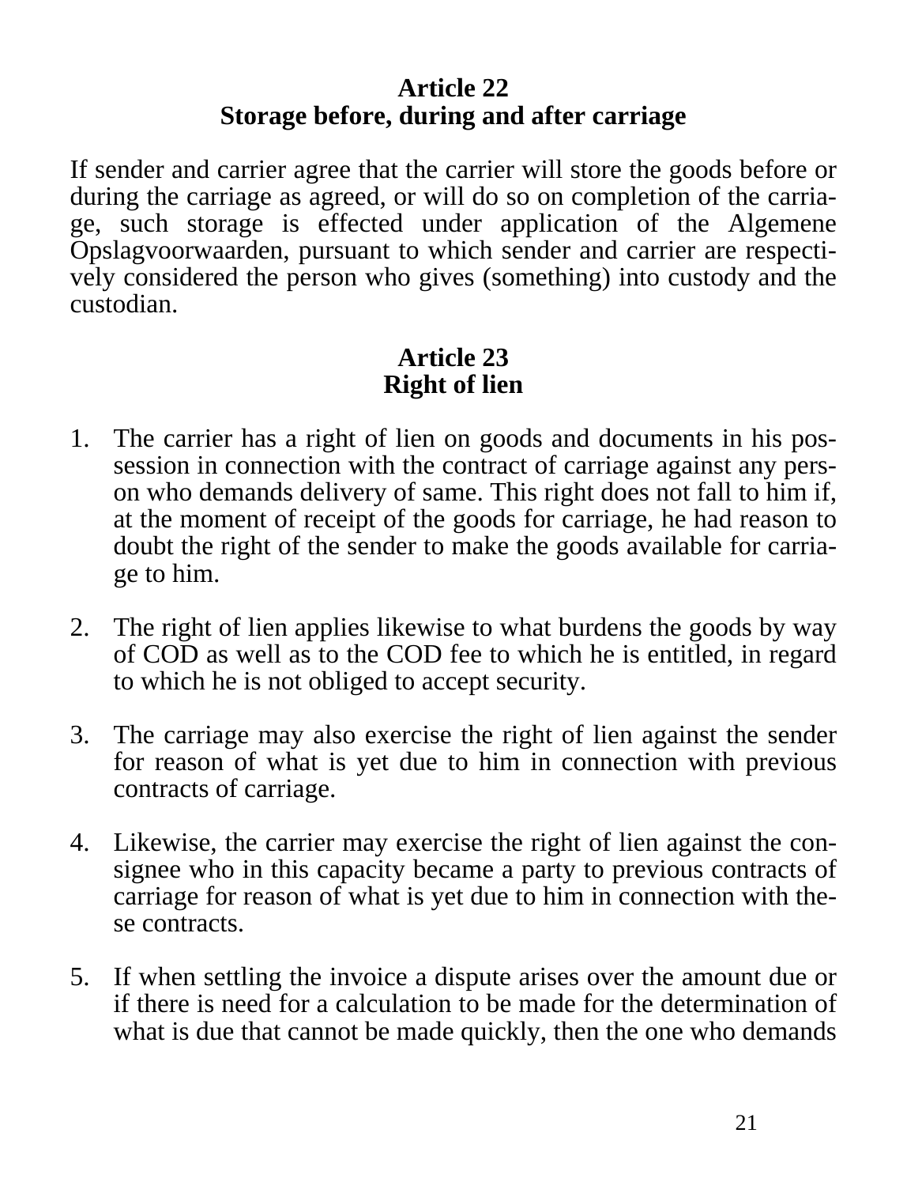## Article 22
## Storage before, during and after carriage

If sender and carrier agree that the carrier will store the goods before or during the carriage as agreed, or will do so on completion of the carriage, such storage is effected under application of the Algemene Opslagvoorwaarden, pursuant to which sender and carrier are respectively considered the person who gives (something) into custody and the custodian.

## Article 23
## Right of lien

1. The carrier has a right of lien on goods and documents in his possession in connection with the contract of carriage against any person who demands delivery of same. This right does not fall to him if, at the moment of receipt of the goods for carriage, he had reason to doubt the right of the sender to make the goods available for carriage to him.

2. The right of lien applies likewise to what burdens the goods by way of COD as well as to the COD fee to which he is entitled, in regard to which he is not obliged to accept security.

3. The carriage may also exercise the right of lien against the sender for reason of what is yet due to him in connection with previous contracts of carriage.

4. Likewise, the carrier may exercise the right of lien against the consignee who in this capacity became a party to previous contracts of carriage for reason of what is yet due to him in connection with these contracts.

5. If when settling the invoice a dispute arises over the amount due or if there is need for a calculation to be made for the determination of what is due that cannot be made quickly, then the one who demands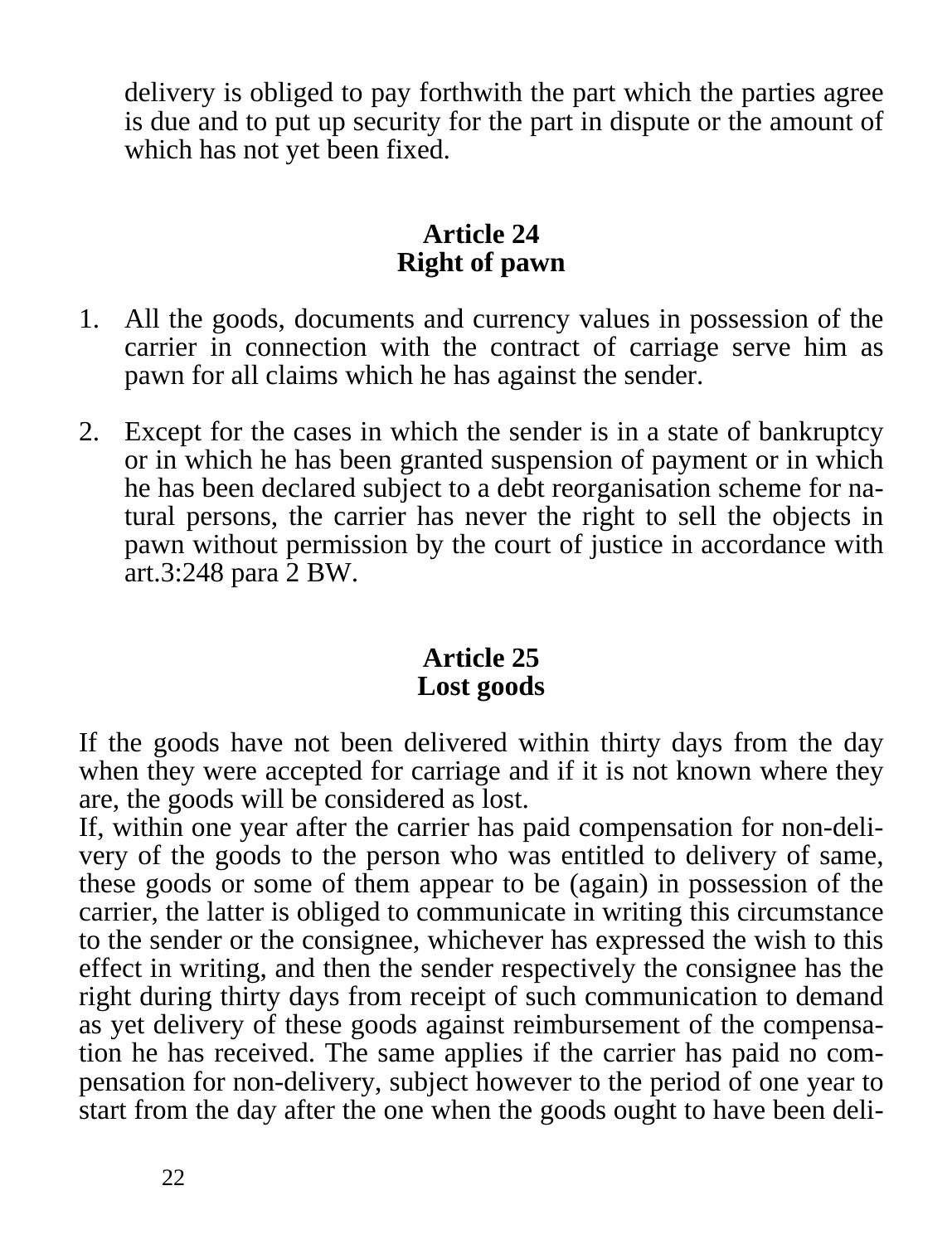delivery is obliged to pay forthwith the part which the parties agree is due and to put up security for the part in dispute or the amount of which has not yet been fixed.

## Article 24
## Right of pawn

1. All the goods, documents and currency values in possession of the carrier in connection with the contract of carriage serve him as pawn for all claims which he has against the sender.

2. Except for the cases in which the sender is in a state of bankruptcy or in which he has been granted suspension of payment or in which he has been declared subject to a debt reorganisation scheme for natural persons, the carrier has never the right to sell the objects in pawn without permission by the court of justice in accordance with art.3:248 para 2 BW.

## Article 25
## Lost goods

If the goods have not been delivered within thirty days from the day when they were accepted for carriage and if it is not known where they are, the goods will be considered as lost.

If, within one year after the carrier has paid compensation for non-delivery of the goods to the person who was entitled to delivery of same, these goods or some of them appear to be (again) in possession of the carrier, the latter is obliged to communicate in writing this circumstance to the sender or the consignee, whichever has expressed the wish to this effect in writing, and then the sender respectively the consignee has the right during thirty days from receipt of such communication to demand as yet delivery of these goods against reimbursement of the compensation he has received. The same applies if the carrier has paid no compensation for non-delivery, subject however to the period of one year to start from the day after the one when the goods ought to have been deli-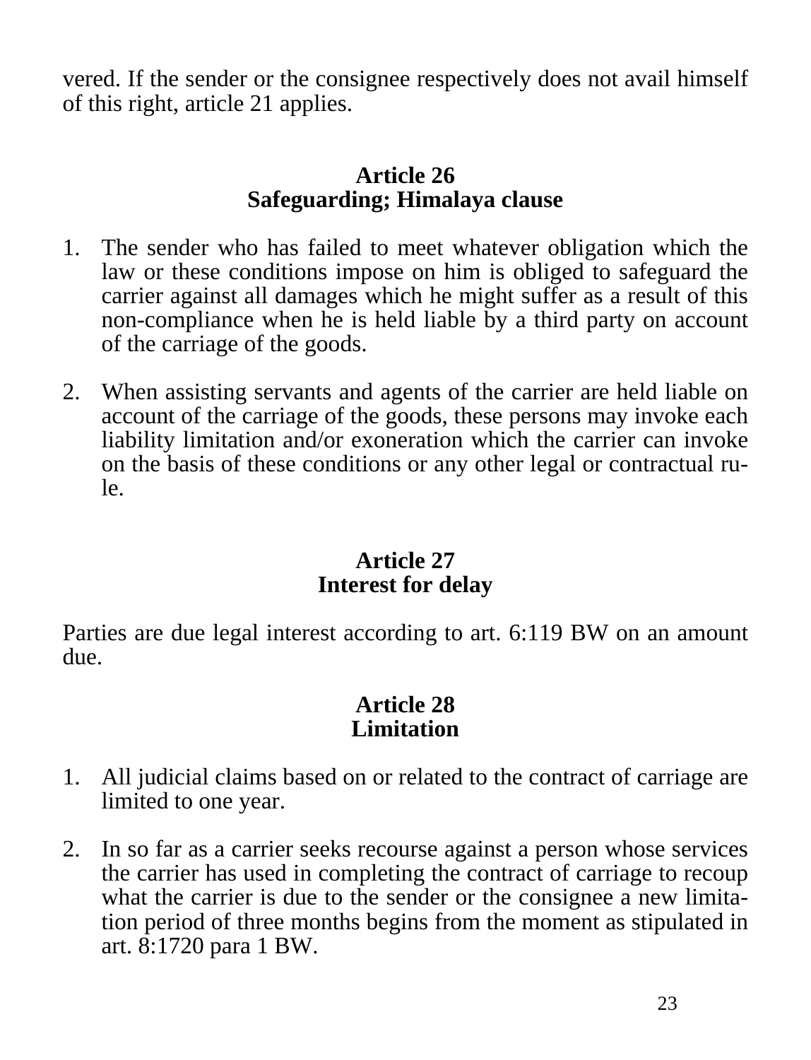vered. If the sender or the consignee respectively does not avail himself of this right, article 21 applies.

## Article 26
## Safeguarding; Himalaya clause

1. The sender who has failed to meet whatever obligation which the law or these conditions impose on him is obliged to safeguard the carrier against all damages which he might suffer as a result of this non-compliance when he is held liable by a third party on account of the carriage of the goods.

2. When assisting servants and agents of the carrier are held liable on account of the carriage of the goods, these persons may invoke each liability limitation and/or exoneration which the carrier can invoke on the basis of these conditions or any other legal or contractual rule.

## Article 27
## Interest for delay

Parties are due legal interest according to art. 6:119 BW on an amount due.

## Article 28
## Limitation

1. All judicial claims based on or related to the contract of carriage are limited to one year.

2. In so far as a carrier seeks recourse against a person whose services the carrier has used in completing the contract of carriage to recoup what the carrier is due to the sender or the consignee a new limitation period of three months begins from the moment as stipulated in art. 8:1720 para 1 BW.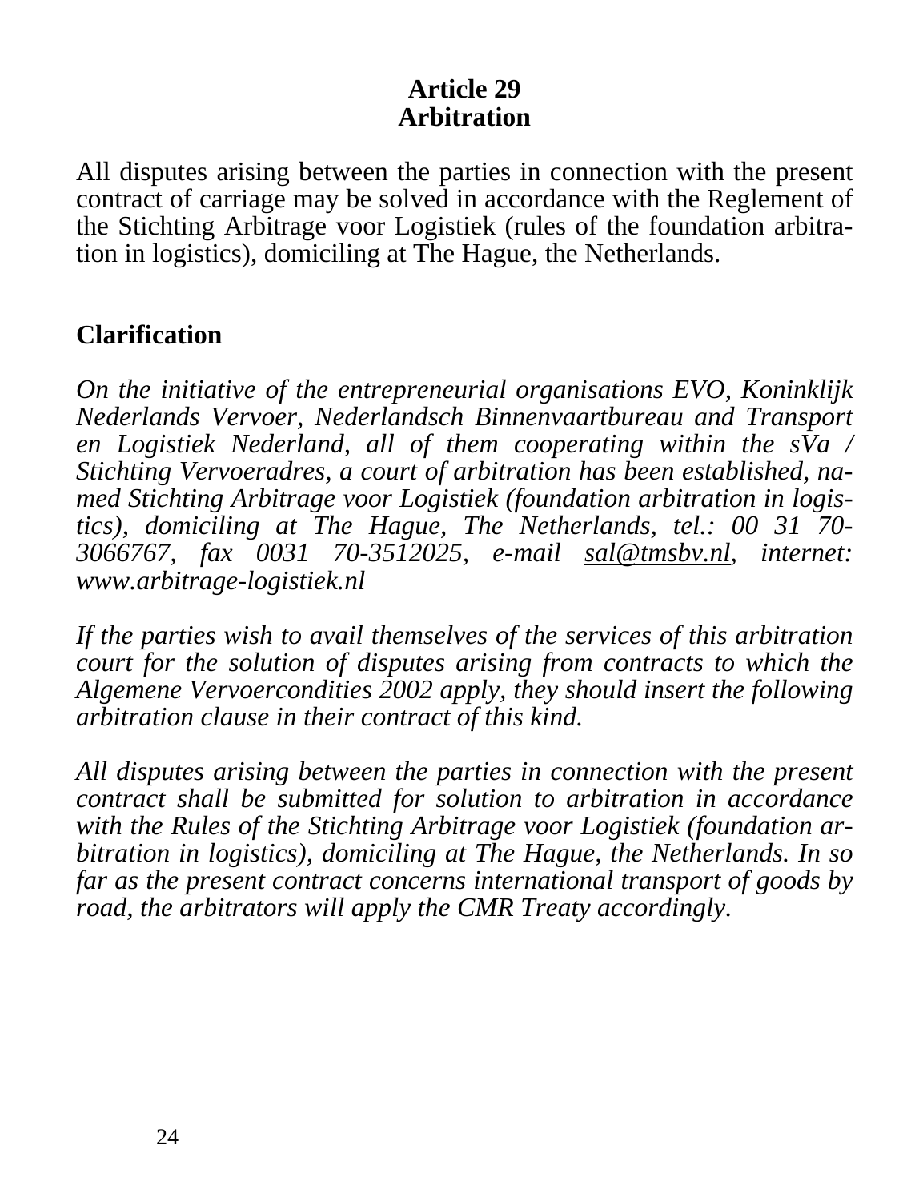## Article 29
## Arbitration

All disputes arising between the parties in connection with the present contract of carriage may be solved in accordance with the Reglement of the Stichting Arbitrage voor Logistiek (rules of the foundation arbitration in logistics), domiciling at The Hague, the Netherlands.

### Clarification

*On the initiative of the entrepreneurial organisations EVO, Koninklijk Nederlands Vervoer, Nederlandsch Binnenvaartbureau and Transport en Logistiek Nederland, all of them cooperating within the sVa / Stichting Vervoeradres, a court of arbitration has been established, named Stichting Arbitrage voor Logistiek (foundation arbitration in logistics), domiciling at The Hague, The Netherlands, tel.: 00 31 70-3066767, fax 0031 70-3512025, e-mail sal@tmsbv.nl, internet: www.arbitrage-logistiek.nl*

*If the parties wish to avail themselves of the services of this arbitration court for the solution of disputes arising from contracts to which the Algemene Vervoercondities 2002 apply, they should insert the following arbitration clause in their contract of this kind.*

*All disputes arising between the parties in connection with the present contract shall be submitted for solution to arbitration in accordance with the Rules of the Stichting Arbitrage voor Logistiek (foundation arbitration in logistics), domiciling at The Hague, the Netherlands. In so far as the present contract concerns international transport of goods by road, the arbitrators will apply the CMR Treaty accordingly.*